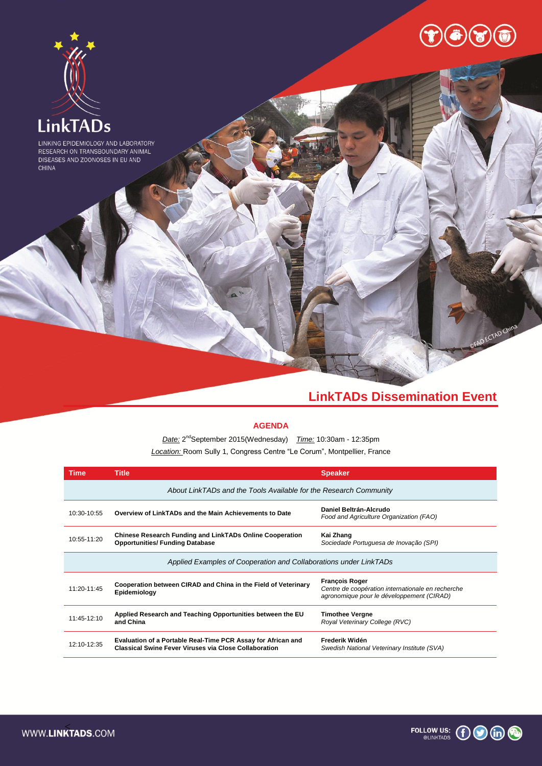# LinkTADs

LINKING EPIDEMIOLOGY AND LABORATORY RESEARCH ON TRANSBOUNDARY ANIMAL DISEASES AND ZOONOSES IN EU AND CHINA

## LinkTADs Dissemination Event

### AGENDA

*Date:* 2nd September 2015(Wednesday)   *Time:* 10:30am - 12:35pm

*Location:* Room Sully 1, Congress Centre "Le Corum", Montpellier, France

| Time | Title | Speaker |
|---|---|---|
| | *About LinkTADs and the Tools Available for the Research Community* | |
| 10:30-10:55 | **Overview of LinkTADs and the Main Achievements to Date** | **Daniel Beltrán-Alcrudo** *Food and Agriculture Organization (FAO)* |
| 10:55-11:20 | **Chinese Research Funding and LinkTADs Online Cooperation Opportunities/ Funding Database** | **Kai Zhang** *Sociedade Portuguesa de Inovação (SPI)* |
| | *Applied Examples of Cooperation and Collaborations under LinkTADs* | |
| 11:20-11:45 | **Cooperation between CIRAD and China in the Field of Veterinary Epidemiology** | **François Roger** *Centre de coopération internationale en recherche agronomique pour le développement (CIRAD)* |
| 11:45-12:10 | **Applied Research and Teaching Opportunities between the EU and China** | **Timothee Vergne** *Royal Veterinary College (RVC)* |
| 12:10-12:35 | **Evaluation of a Portable Real-Time PCR Assay for African and Classical Swine Fever Viruses via Close Collaboration** | **Frederik Widén** *Swedish National Veterinary Institute (SVA)* |

WWW.LINKTADS.COM

FOLLOW US: @LINKTADS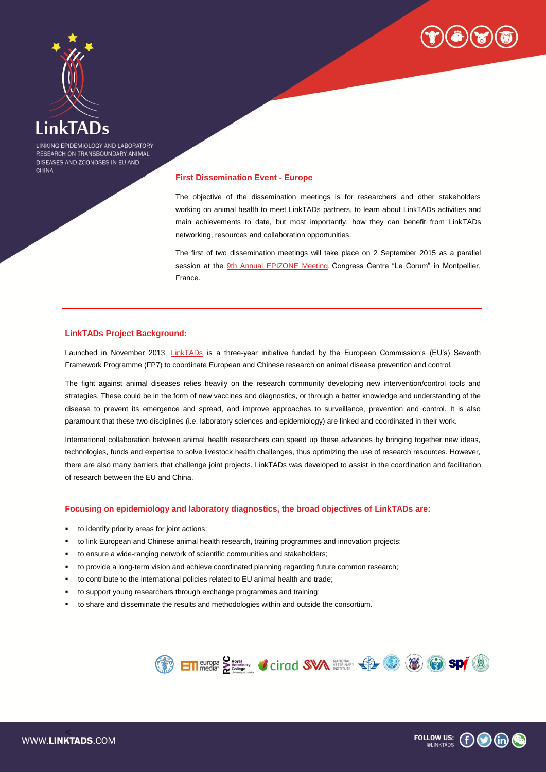LinkTADs

LINKING EPIDEMIOLOGY AND LABORATORY RESEARCH ON TRANSBOUNDARY ANIMAL DISEASES AND ZOONOSES IN EU AND CHINA

## First Dissemination Event - Europe

The objective of the dissemination meetings is for researchers and other stakeholders working on animal health to meet LinkTADs partners, to learn about LinkTADs activities and main achievements to date, but most importantly, how they can benefit from LinkTADs networking, resources and collaboration opportunities.

The first of two dissemination meetings will take place on 2 September 2015 as a parallel session at the 9th Annual EPIZONE Meeting, Congress Centre "Le Corum" in Montpellier, France.

---

## LinkTADs Project Background:

Launched in November 2013, LinkTADs is a three-year initiative funded by the European Commission's (EU's) Seventh Framework Programme (FP7) to coordinate European and Chinese research on animal disease prevention and control.

The fight against animal diseases relies heavily on the research community developing new intervention/control tools and strategies. These could be in the form of new vaccines and diagnostics, or through a better knowledge and understanding of the disease to prevent its emergence and spread, and improve approaches to surveillance, prevention and control. It is also paramount that these two disciplines (i.e. laboratory sciences and epidemiology) are linked and coordinated in their work.

International collaboration between animal health researchers can speed up these advances by bringing together new ideas, technologies, funds and expertise to solve livestock health challenges, thus optimizing the use of research resources. However, there are also many barriers that challenge joint projects. LinkTADs was developed to assist in the coordination and facilitation of research between the EU and China.

## Focusing on epidemiology and laboratory diagnostics, the broad objectives of LinkTADs are:

- to identify priority areas for joint actions;
- to link European and Chinese animal health research, training programmes and innovation projects;
- to ensure a wide-ranging network of scientific communities and stakeholders;
- to provide a long-term vision and achieve coordinated planning regarding future common research;
- to contribute to the international policies related to EU animal health and trade;
- to support young researchers through exchange programmes and training;
- to share and disseminate the results and methodologies within and outside the consortium.

WWW.LINKTADS.COM

FOLLOW US: @LINKTADS